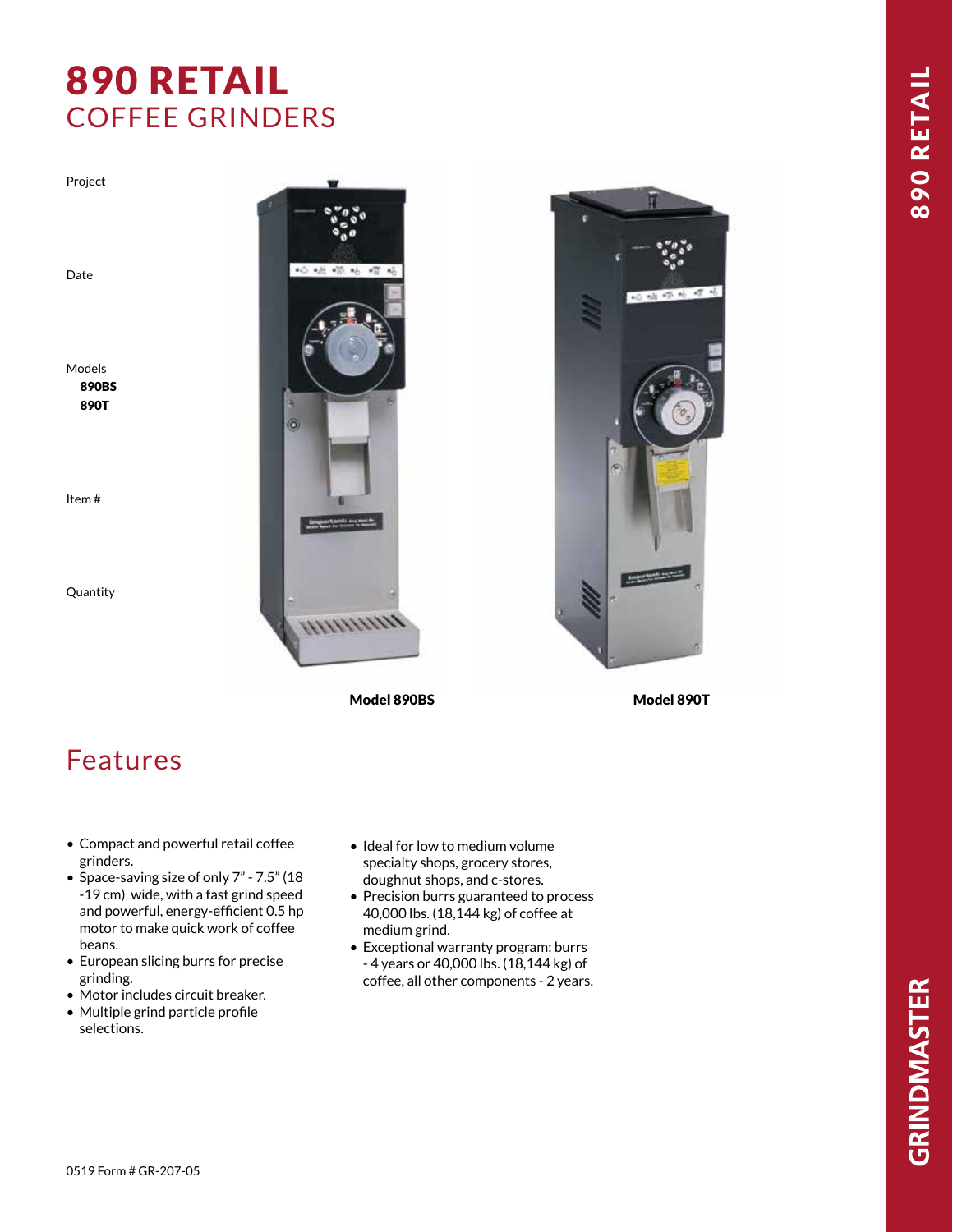# 890 RETAIL
## COFFEE GRINDERS

Project

Date

Models
**890BS**
**890T**

Item #

Quantity

**Model 890BS**

**Model 890T**

## Features

- Compact and powerful retail coffee grinders.
- Space-saving size of only 7" - 7.5" (18 -19 cm) wide, with a fast grind speed and powerful, energy-efficient 0.5 hp motor to make quick work of coffee beans.
- European slicing burrs for precise grinding.
- Motor includes circuit breaker.
- Multiple grind particle profile selections.
- Ideal for low to medium volume specialty shops, grocery stores, doughnut shops, and c-stores.
- Precision burrs guaranteed to process 40,000 lbs. (18,144 kg) of coffee at medium grind.
- Exceptional warranty program: burrs - 4 years or 40,000 lbs. (18,144 kg) of coffee, all other components - 2 years.

0519 Form # GR-207-05

890 RETAIL

GRINDMASTER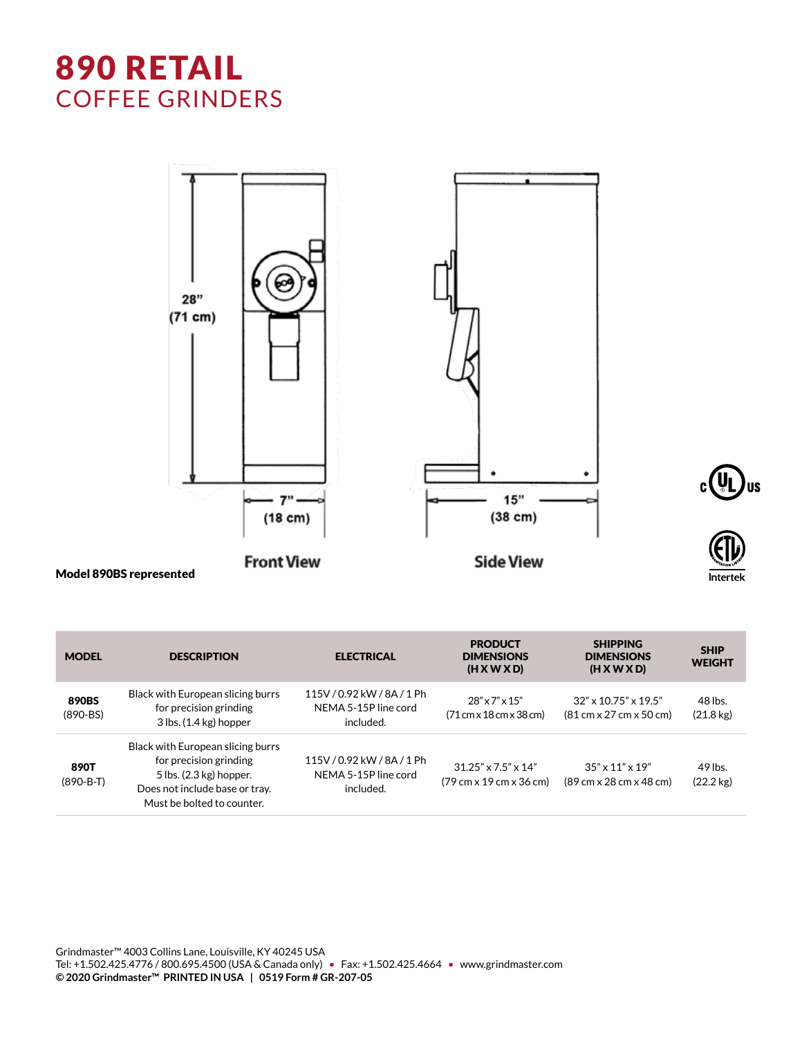# 890 RETAIL
## COFFEE GRINDERS

28"
(71 cm)

7"
(18 cm)

15"
(38 cm)

Front View

Side View

**Model 890BS represented**

| MODEL | DESCRIPTION | ELECTRICAL | PRODUCT DIMENSIONS (H X W X D) | SHIPPING DIMENSIONS (H X W X D) | SHIP WEIGHT |
|---|---|---|---|---|---|
| **890BS** (890-BS) | Black with European slicing burrs for precision grinding 3 lbs. (1.4 kg) hopper | 115V / 0.92 kW / 8A / 1 Ph NEMA 5-15P line cord included. | 28" x 7" x 15" (71 cm x 18 cm x 38 cm) | 32" x 10.75" x 19.5" (81 cm x 27 cm x 50 cm) | 48 lbs. (21.8 kg) |
| **890T** (890-B-T) | Black with European slicing burrs for precision grinding 5 lbs. (2.3 kg) hopper. Does not include base or tray. Must be bolted to counter. | 115V / 0.92 kW / 8A / 1 Ph NEMA 5-15P line cord included. | 31.25" x 7.5" x 14" (79 cm x 19 cm x 36 cm) | 35" x 11" x 19" (89 cm x 28 cm x 48 cm) | 49 lbs. (22.2 kg) |

Grindmaster™ 4003 Collins Lane, Louisville, KY 40245 USA
Tel: +1.502.425.4776 / 800.695.4500 (USA & Canada only) • Fax: +1.502.425.4664 • www.grindmaster.com
**© 2020 Grindmaster™ PRINTED IN USA | 0519 Form # GR-207-05**